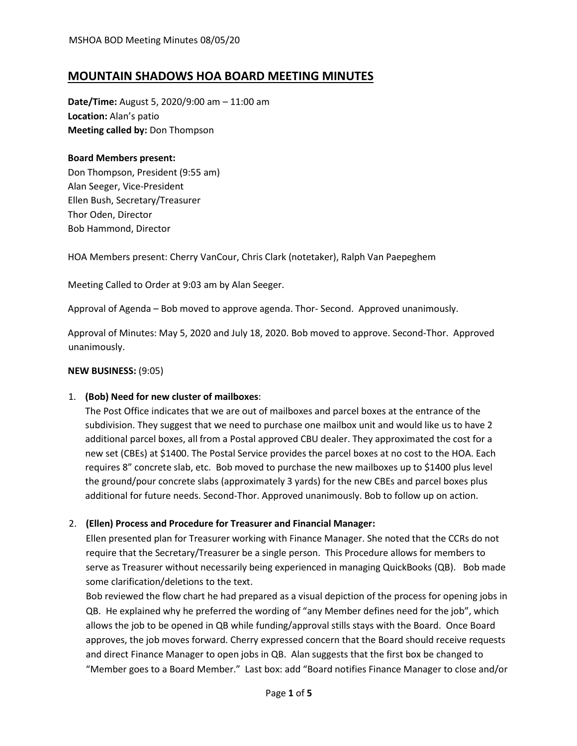# MOUNTAIN SHADOWS HOA BOARD MEETING MINUTES

**Date/Time:** August 5, 2020/9:00 am – 11:00 am
**Location:** Alan's patio
**Meeting called by:** Don Thompson

**Board Members present:**
Don Thompson, President (9:55 am)
Alan Seeger, Vice-President
Ellen Bush, Secretary/Treasurer
Thor Oden, Director
Bob Hammond, Director

HOA Members present: Cherry VanCour, Chris Clark (notetaker), Ralph Van Paepeghem

Meeting Called to Order at 9:03 am by Alan Seeger.

Approval of Agenda – Bob moved to approve agenda. Thor- Second. Approved unanimously.

Approval of Minutes: May 5, 2020 and July 18, 2020. Bob moved to approve. Second-Thor. Approved unanimously.

**NEW BUSINESS:** (9:05)

1. **(Bob) Need for new cluster of mailboxes**:
   The Post Office indicates that we are out of mailboxes and parcel boxes at the entrance of the subdivision. They suggest that we need to purchase one mailbox unit and would like us to have 2 additional parcel boxes, all from a Postal approved CBU dealer. They approximated the cost for a new set (CBEs) at $1400. The Postal Service provides the parcel boxes at no cost to the HOA. Each requires 8" concrete slab, etc. Bob moved to purchase the new mailboxes up to $1400 plus level the ground/pour concrete slabs (approximately 3 yards) for the new CBEs and parcel boxes plus additional for future needs. Second-Thor. Approved unanimously. Bob to follow up on action.

2. **(Ellen) Process and Procedure for Treasurer and Financial Manager:**
   Ellen presented plan for Treasurer working with Finance Manager. She noted that the CCRs do not require that the Secretary/Treasurer be a single person. This Procedure allows for members to serve as Treasurer without necessarily being experienced in managing QuickBooks (QB). Bob made some clarification/deletions to the text.
   Bob reviewed the flow chart he had prepared as a visual depiction of the process for opening jobs in QB. He explained why he preferred the wording of "any Member defines need for the job", which allows the job to be opened in QB while funding/approval stills stays with the Board. Once Board approves, the job moves forward. Cherry expressed concern that the Board should receive requests and direct Finance Manager to open jobs in QB. Alan suggests that the first box be changed to "Member goes to a Board Member." Last box: add "Board notifies Finance Manager to close and/or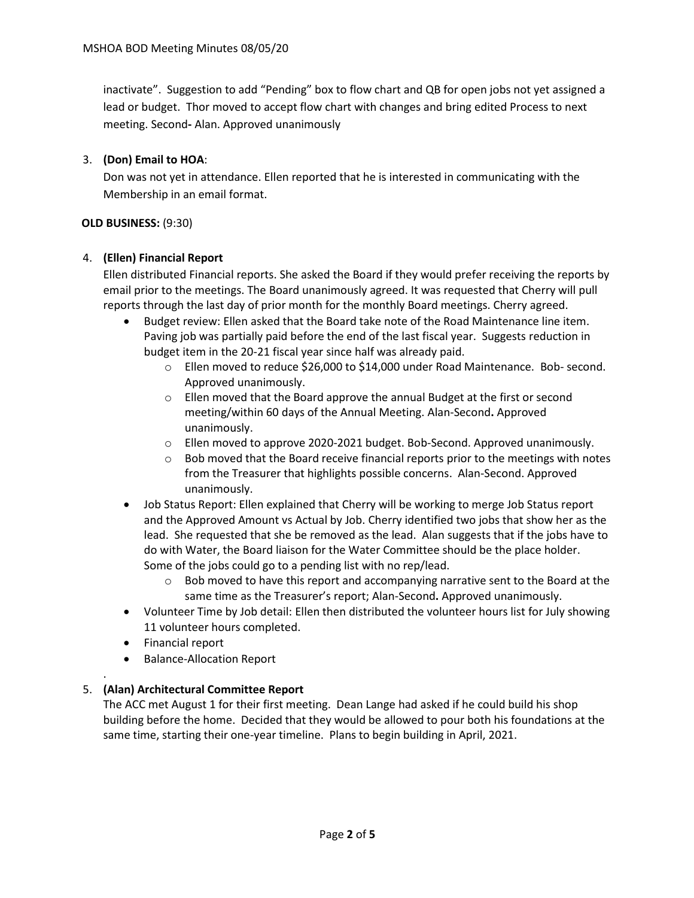inactivate". Suggestion to add "Pending" box to flow chart and QB for open jobs not yet assigned a lead or budget. Thor moved to accept flow chart with changes and bring edited Process to next meeting. Second**-** Alan. Approved unanimously

3. **(Don) Email to HOA**:

   Don was not yet in attendance. Ellen reported that he is interested in communicating with the Membership in an email format.

**OLD BUSINESS:** (9:30)

4. **(Ellen) Financial Report**

   Ellen distributed Financial reports. She asked the Board if they would prefer receiving the reports by email prior to the meetings. The Board unanimously agreed. It was requested that Cherry will pull reports through the last day of prior month for the monthly Board meetings. Cherry agreed.

   - Budget review: Ellen asked that the Board take note of the Road Maintenance line item. Paving job was partially paid before the end of the last fiscal year. Suggests reduction in budget item in the 20-21 fiscal year since half was already paid.
     - Ellen moved to reduce $26,000 to $14,000 under Road Maintenance. Bob- second. Approved unanimously.
     - Ellen moved that the Board approve the annual Budget at the first or second meeting/within 60 days of the Annual Meeting. Alan-Second**.** Approved unanimously.
     - Ellen moved to approve 2020-2021 budget. Bob-Second. Approved unanimously.
     - Bob moved that the Board receive financial reports prior to the meetings with notes from the Treasurer that highlights possible concerns. Alan-Second. Approved unanimously.
   - Job Status Report: Ellen explained that Cherry will be working to merge Job Status report and the Approved Amount vs Actual by Job. Cherry identified two jobs that show her as the lead. She requested that she be removed as the lead. Alan suggests that if the jobs have to do with Water, the Board liaison for the Water Committee should be the place holder. Some of the jobs could go to a pending list with no rep/lead.
     - Bob moved to have this report and accompanying narrative sent to the Board at the same time as the Treasurer's report; Alan-Second**.** Approved unanimously.
   - Volunteer Time by Job detail: Ellen then distributed the volunteer hours list for July showing 11 volunteer hours completed.
   - Financial report
   - Balance-Allocation Report

.

5. **(Alan) Architectural Committee Report**

   The ACC met August 1 for their first meeting. Dean Lange had asked if he could build his shop building before the home. Decided that they would be allowed to pour both his foundations at the same time, starting their one-year timeline. Plans to begin building in April, 2021.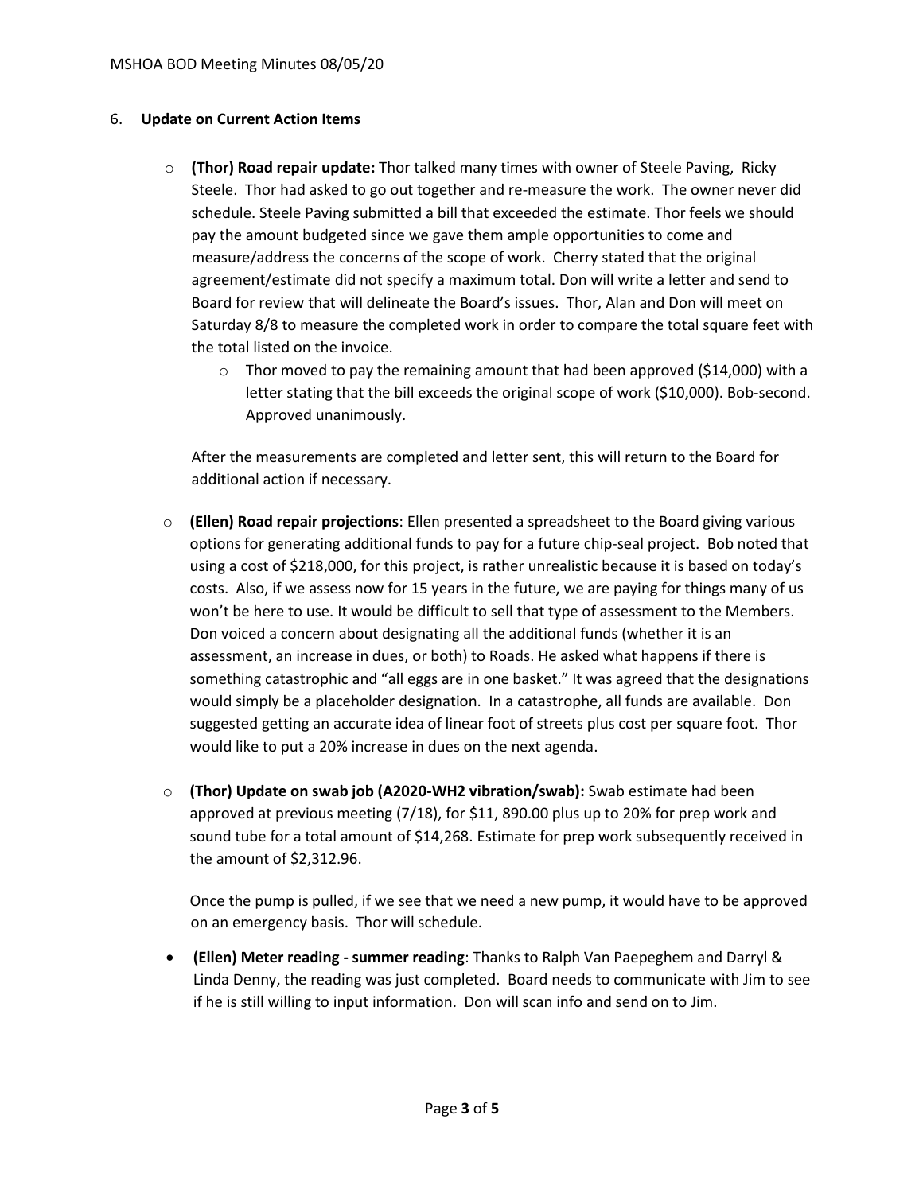6. **Update on Current Action Items**

   - **(Thor) Road repair update:** Thor talked many times with owner of Steele Paving, Ricky Steele. Thor had asked to go out together and re-measure the work. The owner never did schedule. Steele Paving submitted a bill that exceeded the estimate. Thor feels we should pay the amount budgeted since we gave them ample opportunities to come and measure/address the concerns of the scope of work. Cherry stated that the original agreement/estimate did not specify a maximum total. Don will write a letter and send to Board for review that will delineate the Board's issues. Thor, Alan and Don will meet on Saturday 8/8 to measure the completed work in order to compare the total square feet with the total listed on the invoice.
     - Thor moved to pay the remaining amount that had been approved ($14,000) with a letter stating that the bill exceeds the original scope of work ($10,000). Bob-second. Approved unanimously.

     After the measurements are completed and letter sent, this will return to the Board for additional action if necessary.

   - **(Ellen) Road repair projections**: Ellen presented a spreadsheet to the Board giving various options for generating additional funds to pay for a future chip-seal project. Bob noted that using a cost of $218,000, for this project, is rather unrealistic because it is based on today's costs. Also, if we assess now for 15 years in the future, we are paying for things many of us won't be here to use. It would be difficult to sell that type of assessment to the Members. Don voiced a concern about designating all the additional funds (whether it is an assessment, an increase in dues, or both) to Roads. He asked what happens if there is something catastrophic and "all eggs are in one basket." It was agreed that the designations would simply be a placeholder designation. In a catastrophe, all funds are available. Don suggested getting an accurate idea of linear foot of streets plus cost per square foot. Thor would like to put a 20% increase in dues on the next agenda.

   - **(Thor) Update on swab job (A2020-WH2 vibration/swab):** Swab estimate had been approved at previous meeting (7/18), for $11, 890.00 plus up to 20% for prep work and sound tube for a total amount of $14,268. Estimate for prep work subsequently received in the amount of $2,312.96.

     Once the pump is pulled, if we see that we need a new pump, it would have to be approved on an emergency basis. Thor will schedule.

   - **(Ellen) Meter reading - summer reading**: Thanks to Ralph Van Paepeghem and Darryl & Linda Denny, the reading was just completed. Board needs to communicate with Jim to see if he is still willing to input information. Don will scan info and send on to Jim.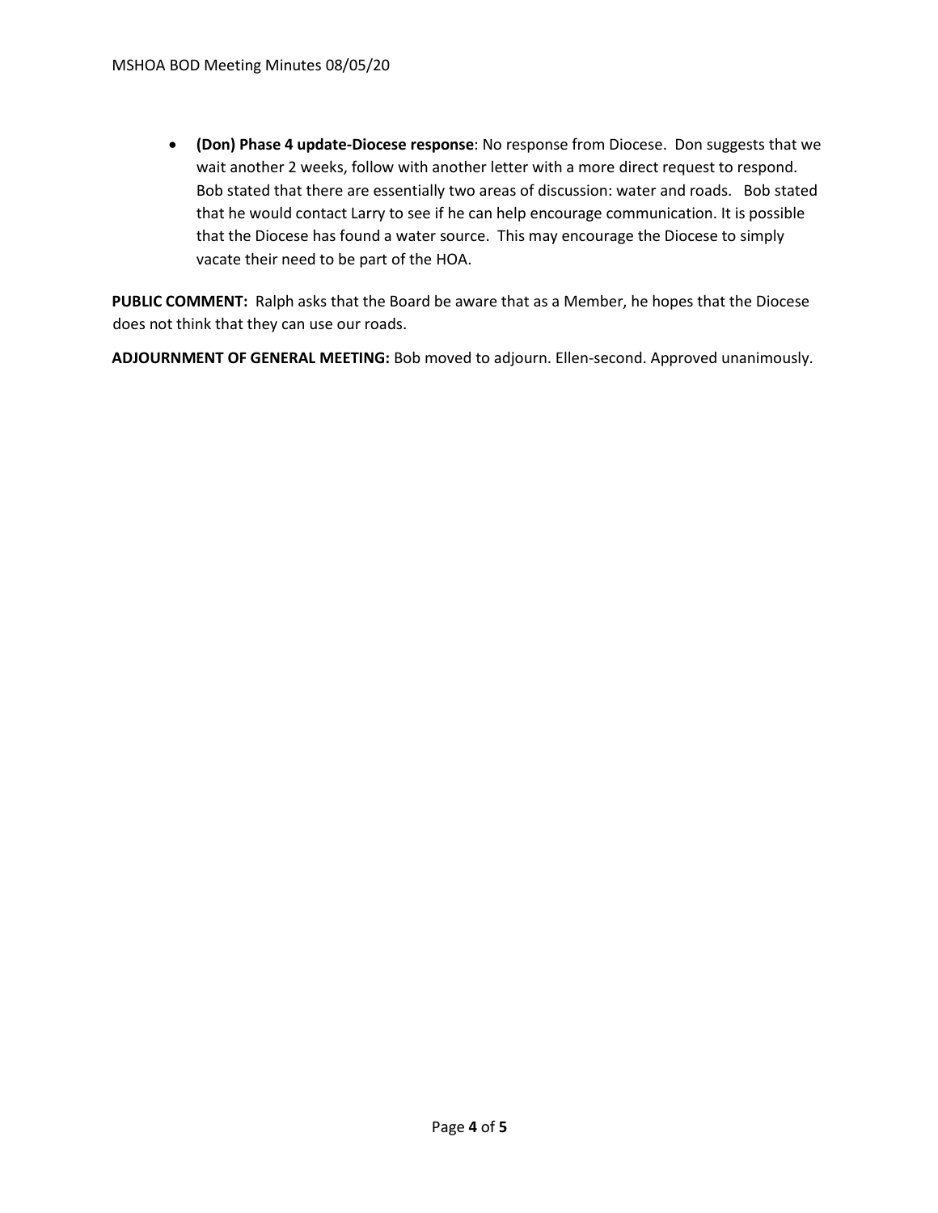- **(Don) Phase 4 update-Diocese response**: No response from Diocese. Don suggests that we wait another 2 weeks, follow with another letter with a more direct request to respond. Bob stated that there are essentially two areas of discussion: water and roads. Bob stated that he would contact Larry to see if he can help encourage communication. It is possible that the Diocese has found a water source. This may encourage the Diocese to simply vacate their need to be part of the HOA.

**PUBLIC COMMENT:** Ralph asks that the Board be aware that as a Member, he hopes that the Diocese does not think that they can use our roads.

**ADJOURNMENT OF GENERAL MEETING:** Bob moved to adjourn. Ellen-second. Approved unanimously.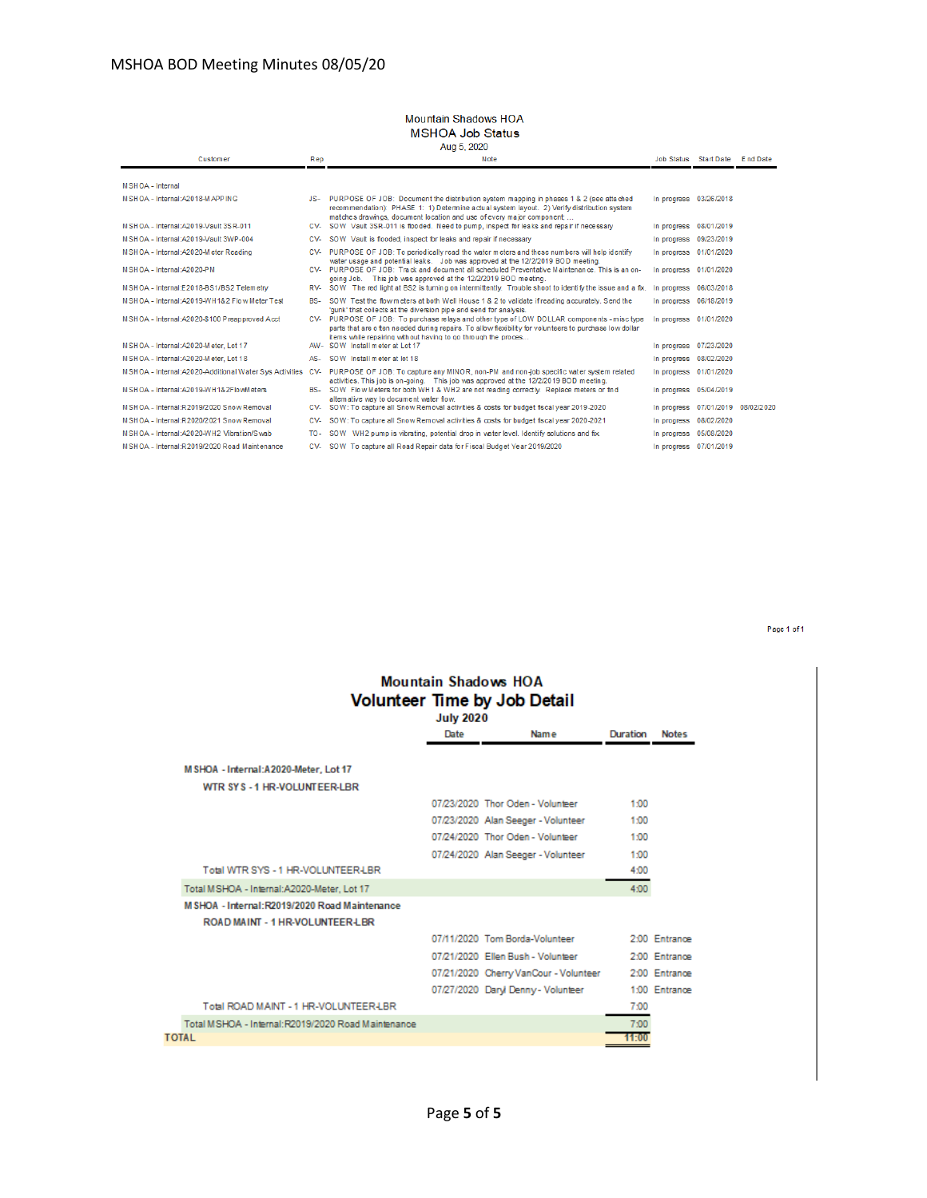## Mountain Shadows HOA
## MSHOA Job Status
Aug 5, 2020

| Customer | Rep | Note | Job Status | Start Date | End Date |
|---|---|---|---|---|---|
| MSHOA - Internal | | | | | |
| MSHOA - Internal:A2018-MAPPING | JS- | PURPOSE OF JOB: Document the distribution system mapping in phases 1 & 2 (see attached recommendation) PHASE 1: 1) Determine actual system layout. 2) Verify distribution system matches drawings, document location and use of every major component: ... | In progress | 03/26/2018 | |
| MSHOA - Internal:A2019-Vault 3SR-011 | CV- | SOW Vault 3SR-011 is flooded. Need to pump, inspect for leaks and repair if necessary | In progress | 08/01/2019 | |
| MSHOA - Internal:A2019-Vault 3WP-004 | CV- | SOW Vault is flooded, inspect for leaks and repair if necessary | In progress | 09/23/2019 | |
| MSHOA - Internal:A2020-Meter Reading | CV- | PURPOSE OF JOB: To periodically read the water meters and these numbers will help identify water usage and potential leaks. Job was approved at the 12/2/2019 BOD meeting. | In progress | 01/01/2020 | |
| MSHOA - Internal:A2020-PM | CV- | PURPOSE OF JOB: Track and document all scheduled Preventative Maintenance. This is an on-going Job. This job was approved at the 12/2/2019 BOD meeting. | In progress | 01/01/2020 | |
| MSHOA - Internal:E2018-BS1/BS2 Telemetry | RV- | SOW The red light at BS2 is turning on intermittently. Trouble shoot to identify the issue and a fix. | In progress | 06/03/2018 | |
| MSHOA - Internal:A2019-WH1&2 Flow Meter Test | BS- | SOW Test the flow meters at both Well House 1 & 2 to validate if reading accurately. Send the 'gunk' that collects at the diversion pipe and send for analysis. | In progress | 06/18/2019 | |
| MSHOA - Internal:A2020-$100 Preapproved Acct | CV- | PURPOSE OF JOB: To purchase relays and other type of LOW DOLLAR components - misc type parts that are often needed during repairs. To allow flexibility for volunteers to purchase low dollar items while repairing without having to go through the proces... | In progress | 01/01/2020 | |
| MSHOA - Internal:A2020-Meter, Lot 17 | AW- | SOW Install meter at Lot 17 | In progress | 07/23/2020 | |
| MSHOA - Internal:A2020-Meter, Lot 18 | AS- | SOW Install meter at lot 18 | In progress | 08/02/2020 | |
| MSHOA - Internal:A2020-Additional Water Sys Activities | CV- | PURPOSE OF JOB: To capture any MINOR, non-PM and non-job specific water system related activities. This job is on-going. This job was approved at the 12/2/2019 BOD meeting. | In progress | 01/01/2020 | |
| MSHOA - Internal:A2019-WH1&2FlowMeters | BS- | SOW Flow Meters for both WH1 & WH2 are not reading correctly. Replace meters or find alternative way to document water flow. | In progress | 05/04/2019 | |
| MSHOA - Internal:R2019/2020 Snow Removal | CV- | SOW: To capture all Snow Removal activities & costs for budget fiscal year 2019-2020 | In progress | 07/01/2019 | 08/02/2020 |
| MSHOA - Internal:R2020/2021 Snow Removal | CV- | SOW: To capture all Snow Removal activities & costs for budget fiscal year 2020-2021 | In progress | 08/02/2020 | |
| MSHOA - Internal:A2020-WH2 Vibration/Swab | TO- | SOW WH2 pump is vibrating, potential drop in water level. Identify solutions and fix | In progress | 05/08/2020 | |
| MSHOA - Internal:R2019/2020 Road Maintenance | CV- | SOW To capture all Road Repair data for Fiscal Budget Year 2019/2020 | In progress | 07/01/2019 | |

Page 1 of 1

## Mountain Shadows HOA
## Volunteer Time by Job Detail
July 2020

| | Date | Name | Duration | Notes |
|---|---|---|---|---|
| **MSHOA - Internal:A2020-Meter, Lot 17** | | | | |
| **WTR SYS - 1 HR-VOLUNTEER-LBR** | | | | |
| | 07/23/2020 | Thor Oden - Volunteer | 1:00 | |
| | 07/23/2020 | Alan Seeger - Volunteer | 1:00 | |
| | 07/24/2020 | Thor Oden - Volunteer | 1:00 | |
| | 07/24/2020 | Alan Seeger - Volunteer | 1:00 | |
| Total WTR SYS - 1 HR-VOLUNTEER-LBR | | | 4:00 | |
| Total MSHOA - Internal:A2020-Meter, Lot 17 | | | 4:00 | |
| **MSHOA - Internal:R2019/2020 Road Maintenance** | | | | |
| **ROAD MAINT - 1 HR-VOLUNTEER-LBR** | | | | |
| | 07/11/2020 | Tom Borda-Volunteer | 2:00 | Entrance |
| | 07/21/2020 | Ellen Bush - Volunteer | 2:00 | Entrance |
| | 07/21/2020 | Cherry VanCour - Volunteer | 2:00 | Entrance |
| | 07/27/2020 | Daryl Denny - Volunteer | 1:00 | Entrance |
| Total ROAD MAINT - 1 HR-VOLUNTEER-LBR | | | 7:00 | |
| Total MSHOA - Internal:R2019/2020 Road Maintenance | | | 7:00 | |
| **TOTAL** | | | **11:00** | |